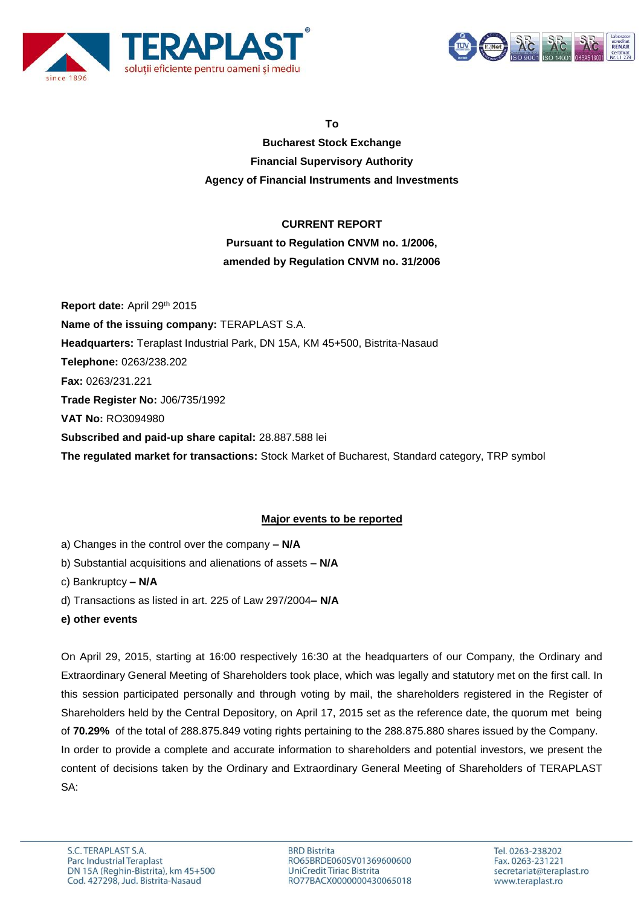**To**

**Bucharest Stock Exchange**

**Financial Supervisory Authority**

**Agency of Financial Instruments and Investments**

**CURRENT REPORT**

**Pursuant to Regulation CNVM no. 1/2006,**

**amended by Regulation CNVM no. 31/2006**

**Report date:** April 29th 2015

**Name of the issuing company:** TERAPLAST S.A.

**Headquarters:** Teraplast Industrial Park, DN 15A, KM 45+500, Bistrita-Nasaud

**Telephone:** 0263/238.202

**Fax:** 0263/231.221

**Trade Register No:** J06/735/1992

**VAT No:** RO3094980

**Subscribed and paid-up share capital:** 28.887.588 lei

**The regulated market for transactions:** Stock Market of Bucharest, Standard category, TRP symbol

**Major events to be reported**

a) Changes in the control over the company **– N/A**

b) Substantial acquisitions and alienations of assets **– N/A**

c) Bankruptcy **– N/A**

d) Transactions as listed in art. 225 of Law 297/2004**– N/A**

**e) other events**

On April 29, 2015, starting at 16:00 respectively 16:30 at the headquarters of our Company, the Ordinary and Extraordinary General Meeting of Shareholders took place, which was legally and statutory met on the first call. In this session participated personally and through voting by mail, the shareholders registered in the Register of Shareholders held by the Central Depository, on April 17, 2015 set as the reference date, the quorum met being of **70.29%** of the total of 288.875.849 voting rights pertaining to the 288.875.880 shares issued by the Company.

In order to provide a complete and accurate information to shareholders and potential investors, we present the content of decisions taken by the Ordinary and Extraordinary General Meeting of Shareholders of TERAPLAST SA: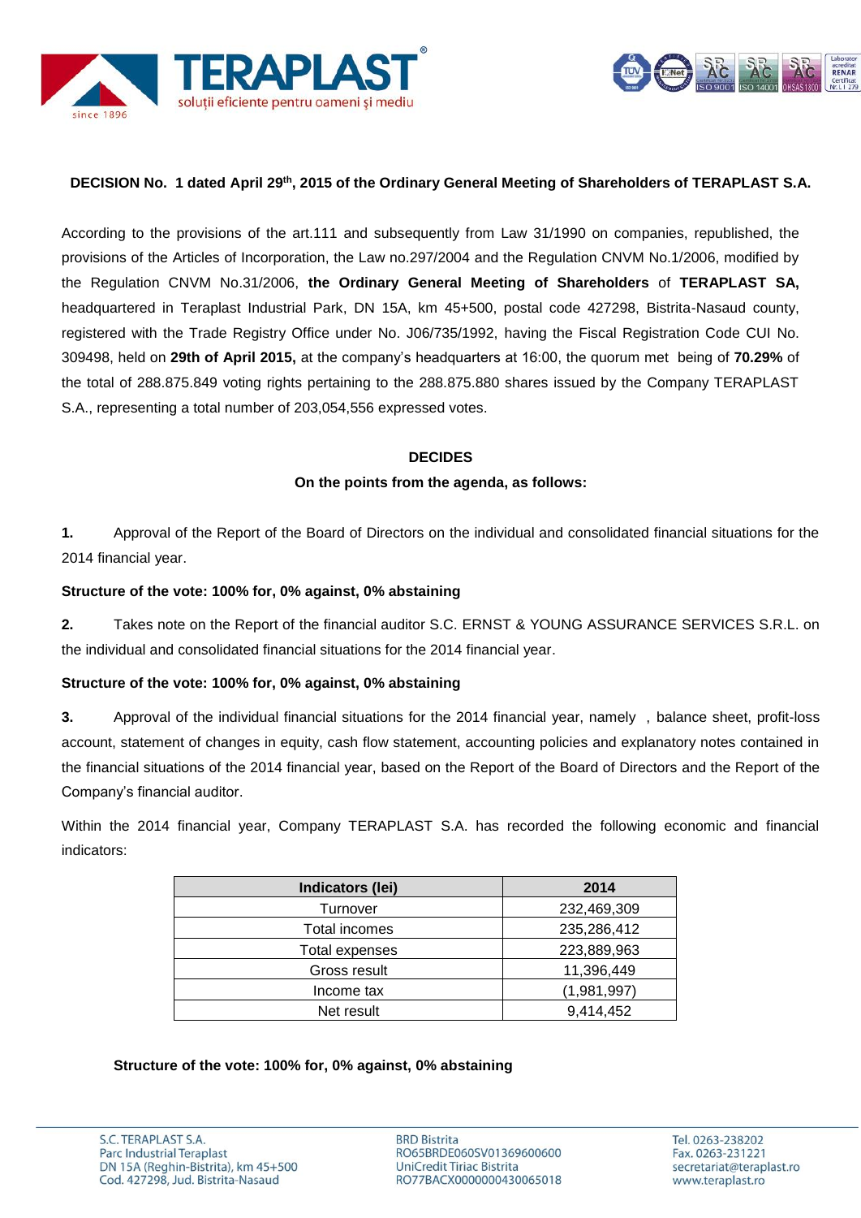**DECISION No. 1 dated April 29th, 2015 of the Ordinary General Meeting of Shareholders of TERAPLAST S.A.**

According to the provisions of the art.111 and subsequently from Law 31/1990 on companies, republished, the provisions of the Articles of Incorporation, the Law no.297/2004 and the Regulation CNVM No.1/2006, modified by the Regulation CNVM No.31/2006, **the Ordinary General Meeting of Shareholders** of **TERAPLAST SA,** headquartered in Teraplast Industrial Park, DN 15A, km 45+500, postal code 427298, Bistrita-Nasaud county, registered with the Trade Registry Office under No. J06/735/1992, having the Fiscal Registration Code CUI No. 309498, held on **29th of April 2015,** at the company's headquarters at 16:00, the quorum met being of **70.29%** of the total of 288.875.849 voting rights pertaining to the 288.875.880 shares issued by the Company TERAPLAST S.A., representing a total number of 203,054,556 expressed votes.

**DECIDES**

**On the points from the agenda, as follows:**

**1.** Approval of the Report of the Board of Directors on the individual and consolidated financial situations for the 2014 financial year.

**Structure of the vote: 100% for, 0% against, 0% abstaining**

**2.** Takes note on the Report of the financial auditor S.C. ERNST & YOUNG ASSURANCE SERVICES S.R.L. on the individual and consolidated financial situations for the 2014 financial year.

**Structure of the vote: 100% for, 0% against, 0% abstaining**

**3.** Approval of the individual financial situations for the 2014 financial year, namely , balance sheet, profit-loss account, statement of changes in equity, cash flow statement, accounting policies and explanatory notes contained in the financial situations of the 2014 financial year, based on the Report of the Board of Directors and the Report of the Company's financial auditor.

Within the 2014 financial year, Company TERAPLAST S.A. has recorded the following economic and financial indicators:

| Indicators (lei) | 2014 |
|---|---|
| Turnover | 232,469,309 |
| Total incomes | 235,286,412 |
| Total expenses | 223,889,963 |
| Gross result | 11,396,449 |
| Income tax | (1,981,997) |
| Net result | 9,414,452 |

**Structure of the vote: 100% for, 0% against, 0% abstaining**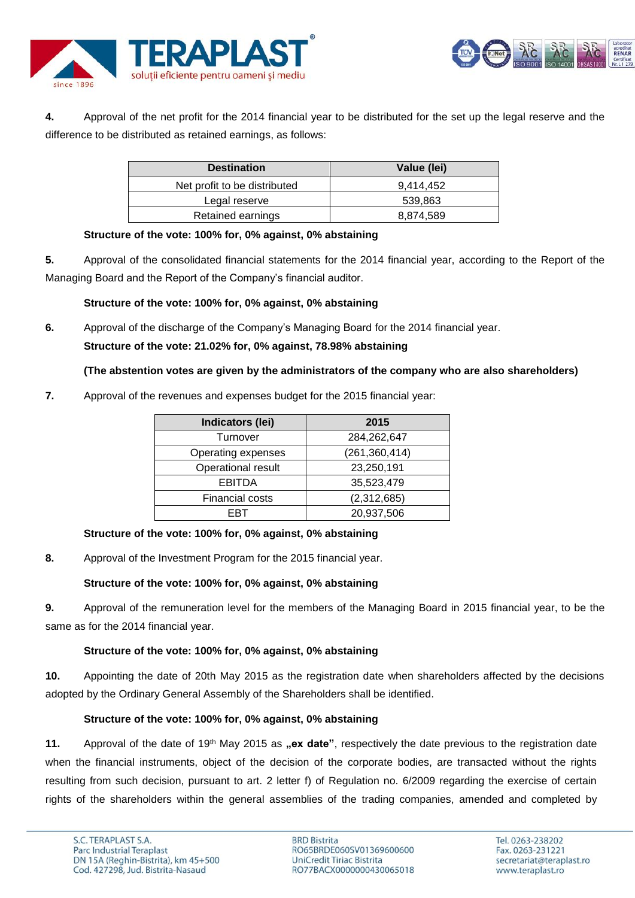**4.** Approval of the net profit for the 2014 financial year to be distributed for the set up the legal reserve and the difference to be distributed as retained earnings, as follows:

| Destination | Value (lei) |
|---|---|
| Net profit to be distributed | 9,414,452 |
| Legal reserve | 539,863 |
| Retained earnings | 8,874,589 |

**Structure of the vote: 100% for, 0% against, 0% abstaining**

**5.** Approval of the consolidated financial statements for the 2014 financial year, according to the Report of the Managing Board and the Report of the Company's financial auditor.

**Structure of the vote: 100% for, 0% against, 0% abstaining**

**6.** Approval of the discharge of the Company's Managing Board for the 2014 financial year.

**Structure of the vote: 21.02% for, 0% against, 78.98% abstaining**

**(The abstention votes are given by the administrators of the company who are also shareholders)**

**7.** Approval of the revenues and expenses budget for the 2015 financial year:

| Indicators (lei) | 2015 |
|---|---|
| Turnover | 284,262,647 |
| Operating expenses | (261,360,414) |
| Operational result | 23,250,191 |
| EBITDA | 35,523,479 |
| Financial costs | (2,312,685) |
| EBT | 20,937,506 |

**Structure of the vote: 100% for, 0% against, 0% abstaining**

**8.** Approval of the Investment Program for the 2015 financial year.

**Structure of the vote: 100% for, 0% against, 0% abstaining**

**9.** Approval of the remuneration level for the members of the Managing Board in 2015 financial year, to be the same as for the 2014 financial year.

**Structure of the vote: 100% for, 0% against, 0% abstaining**

**10.** Appointing the date of 20th May 2015 as the registration date when shareholders affected by the decisions adopted by the Ordinary General Assembly of the Shareholders shall be identified.

**Structure of the vote: 100% for, 0% against, 0% abstaining**

**11.** Approval of the date of 19th May 2015 as **„ex date"**, respectively the date previous to the registration date when the financial instruments, object of the decision of the corporate bodies, are transacted without the rights resulting from such decision, pursuant to art. 2 letter f) of Regulation no. 6/2009 regarding the exercise of certain rights of the shareholders within the general assemblies of the trading companies, amended and completed by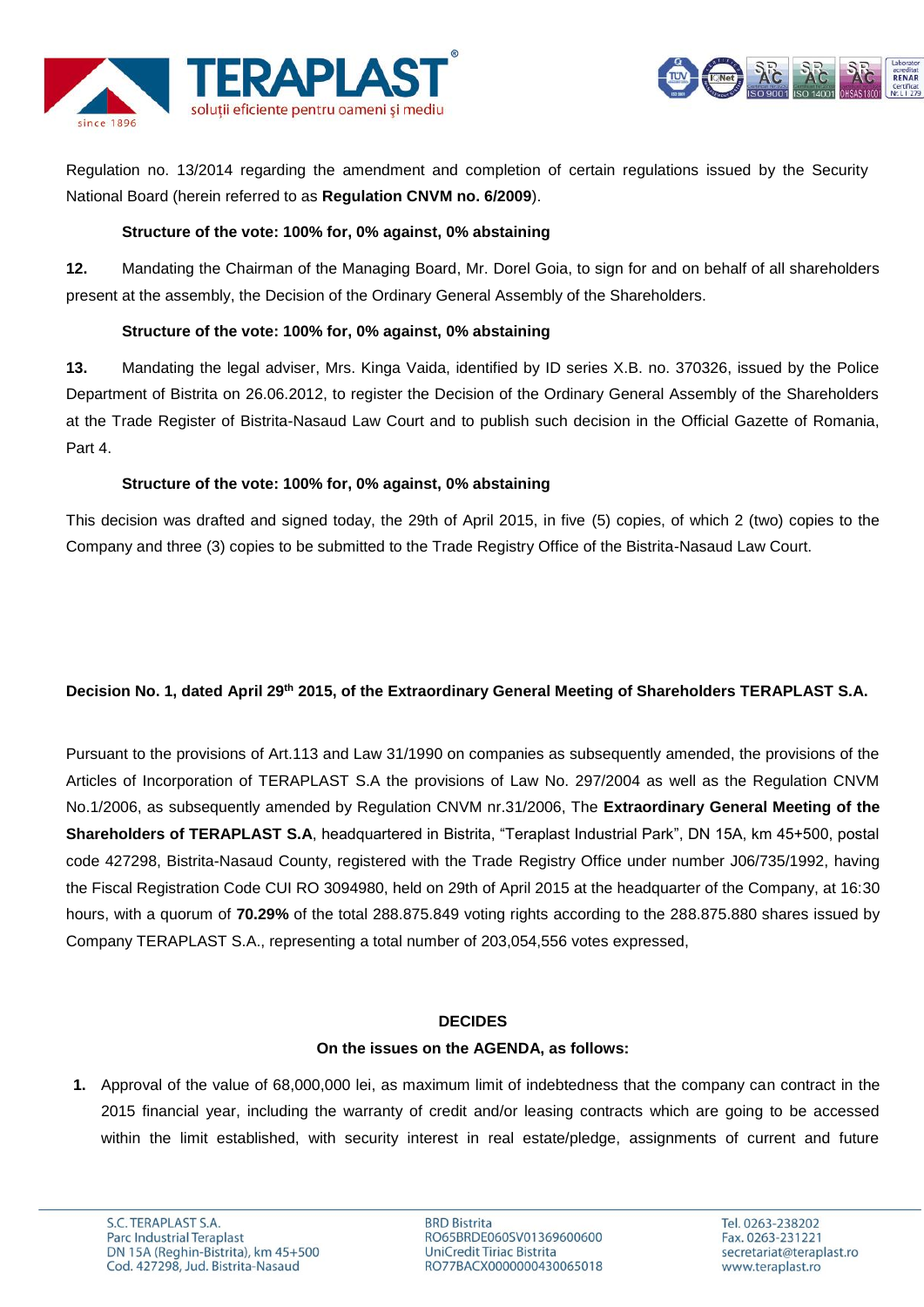Regulation no. 13/2014 regarding the amendment and completion of certain regulations issued by the Security National Board (herein referred to as **Regulation CNVM no. 6/2009**).

**Structure of the vote: 100% for, 0% against, 0% abstaining**

**12.** Mandating the Chairman of the Managing Board, Mr. Dorel Goia, to sign for and on behalf of all shareholders present at the assembly, the Decision of the Ordinary General Assembly of the Shareholders.

**Structure of the vote: 100% for, 0% against, 0% abstaining**

**13.** Mandating the legal adviser, Mrs. Kinga Vaida, identified by ID series X.B. no. 370326, issued by the Police Department of Bistrita on 26.06.2012, to register the Decision of the Ordinary General Assembly of the Shareholders at the Trade Register of Bistrita-Nasaud Law Court and to publish such decision in the Official Gazette of Romania, Part 4.

**Structure of the vote: 100% for, 0% against, 0% abstaining**

This decision was drafted and signed today, the 29th of April 2015, in five (5) copies, of which 2 (two) copies to the Company and three (3) copies to be submitted to the Trade Registry Office of the Bistrita-Nasaud Law Court.

**Decision No. 1, dated April 29th 2015, of the Extraordinary General Meeting of Shareholders TERAPLAST S.A.**

Pursuant to the provisions of Art.113 and Law 31/1990 on companies as subsequently amended, the provisions of the Articles of Incorporation of TERAPLAST S.A the provisions of Law No. 297/2004 as well as the Regulation CNVM No.1/2006, as subsequently amended by Regulation CNVM nr.31/2006, The **Extraordinary General Meeting of the Shareholders of TERAPLAST S.A**, headquartered in Bistrita, "Teraplast Industrial Park", DN 15A, km 45+500, postal code 427298, Bistrita-Nasaud County, registered with the Trade Registry Office under number J06/735/1992, having the Fiscal Registration Code CUI RO 3094980, held on 29th of April 2015 at the headquarter of the Company, at 16:30 hours, with a quorum of **70.29%** of the total 288.875.849 voting rights according to the 288.875.880 shares issued by Company TERAPLAST S.A., representing a total number of 203,054,556 votes expressed,

**DECIDES**

**On the issues on the AGENDA, as follows:**

1. Approval of the value of 68,000,000 lei, as maximum limit of indebtedness that the company can contract in the 2015 financial year, including the warranty of credit and/or leasing contracts which are going to be accessed within the limit established, with security interest in real estate/pledge, assignments of current and future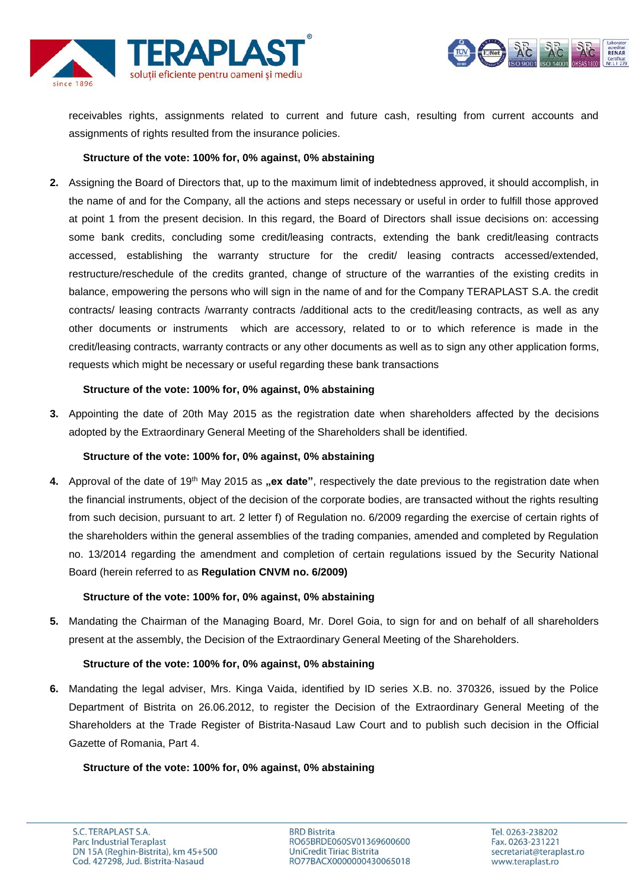receivables rights, assignments related to current and future cash, resulting from current accounts and assignments of rights resulted from the insurance policies.

**Structure of the vote: 100% for, 0% against, 0% abstaining**

2. Assigning the Board of Directors that, up to the maximum limit of indebtedness approved, it should accomplish, in the name of and for the Company, all the actions and steps necessary or useful in order to fulfill those approved at point 1 from the present decision. In this regard, the Board of Directors shall issue decisions on: accessing some bank credits, concluding some credit/leasing contracts, extending the bank credit/leasing contracts accessed, establishing the warranty structure for the credit/ leasing contracts accessed/extended, restructure/reschedule of the credits granted, change of structure of the warranties of the existing credits in balance, empowering the persons who will sign in the name of and for the Company TERAPLAST S.A. the credit contracts/ leasing contracts /warranty contracts /additional acts to the credit/leasing contracts, as well as any other documents or instruments which are accessory, related to or to which reference is made in the credit/leasing contracts, warranty contracts or any other documents as well as to sign any other application forms, requests which might be necessary or useful regarding these bank transactions

   **Structure of the vote: 100% for, 0% against, 0% abstaining**

3. Appointing the date of 20th May 2015 as the registration date when shareholders affected by the decisions adopted by the Extraordinary General Meeting of the Shareholders shall be identified.

   **Structure of the vote: 100% for, 0% against, 0% abstaining**

4. Approval of the date of 19th May 2015 as **„ex date"**, respectively the date previous to the registration date when the financial instruments, object of the decision of the corporate bodies, are transacted without the rights resulting from such decision, pursuant to art. 2 letter f) of Regulation no. 6/2009 regarding the exercise of certain rights of the shareholders within the general assemblies of the trading companies, amended and completed by Regulation no. 13/2014 regarding the amendment and completion of certain regulations issued by the Security National Board (herein referred to as **Regulation CNVM no. 6/2009)**

   **Structure of the vote: 100% for, 0% against, 0% abstaining**

5. Mandating the Chairman of the Managing Board, Mr. Dorel Goia, to sign for and on behalf of all shareholders present at the assembly, the Decision of the Extraordinary General Meeting of the Shareholders.

   **Structure of the vote: 100% for, 0% against, 0% abstaining**

6. Mandating the legal adviser, Mrs. Kinga Vaida, identified by ID series X.B. no. 370326, issued by the Police Department of Bistrita on 26.06.2012, to register the Decision of the Extraordinary General Meeting of the Shareholders at the Trade Register of Bistrita-Nasaud Law Court and to publish such decision in the Official Gazette of Romania, Part 4.

   **Structure of the vote: 100% for, 0% against, 0% abstaining**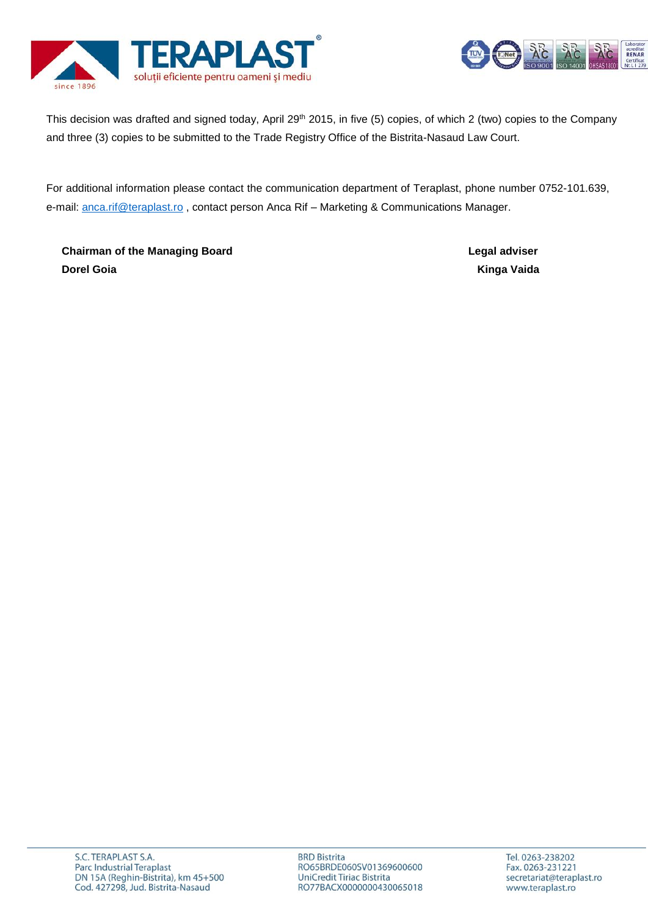This decision was drafted and signed today, April 29th 2015, in five (5) copies, of which 2 (two) copies to the Company and three (3) copies to be submitted to the Trade Registry Office of the Bistrita-Nasaud Law Court.

For additional information please contact the communication department of Teraplast, phone number 0752-101.639, e-mail: anca.rif@teraplast.ro , contact person Anca Rif – Marketing & Communications Manager.

**Chairman of the Managing Board**
**Dorel Goia**

**Legal adviser**
**Kinga Vaida**